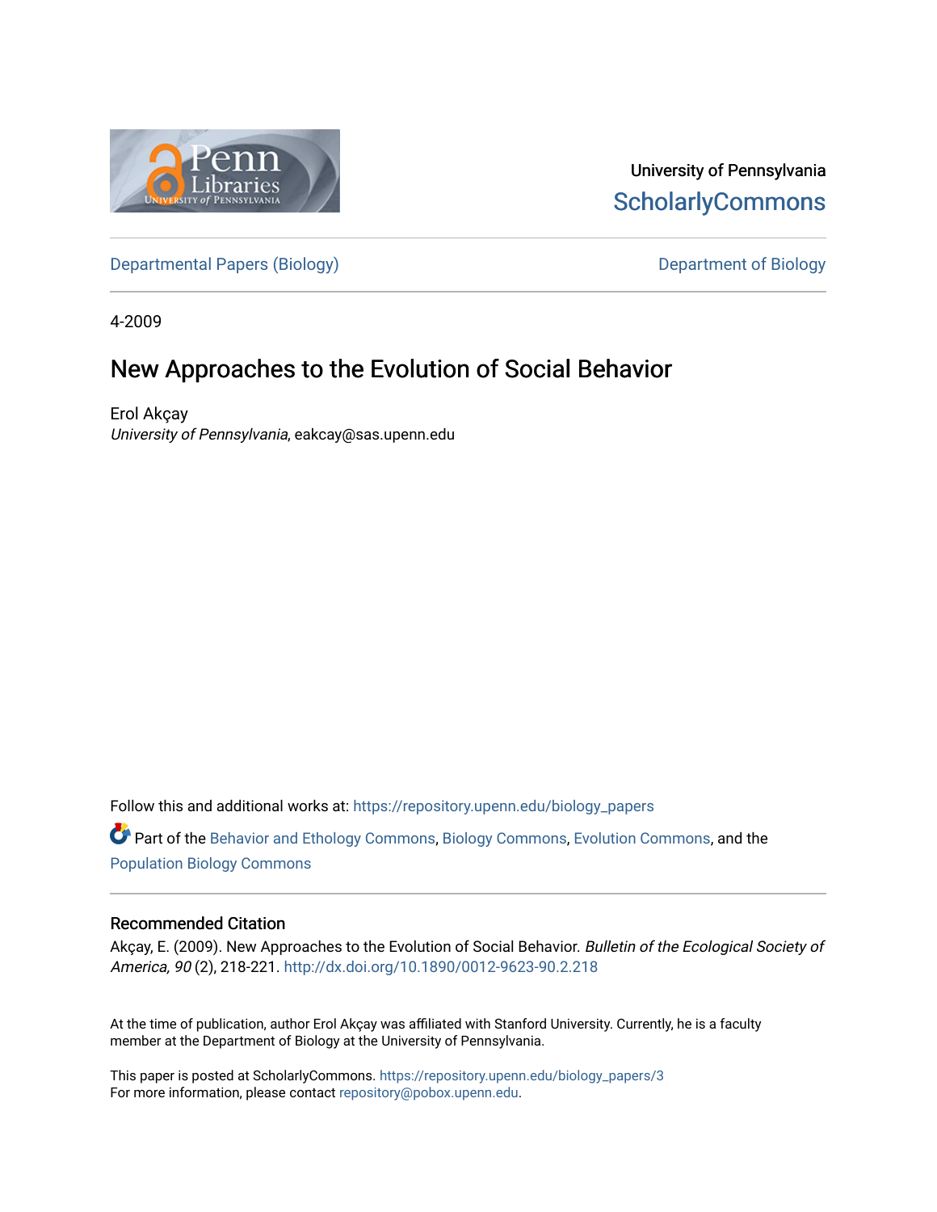University of Pennsylvania
ScholarlyCommons

Departmental Papers (Biology) | Department of Biology

4-2009

# New Approaches to the Evolution of Social Behavior

Erol Akçay
*University of Pennsylvania*, eakcay@sas.upenn.edu

Follow this and additional works at: https://repository.upenn.edu/biology_papers

Part of the Behavior and Ethology Commons, Biology Commons, Evolution Commons, and the Population Biology Commons

## Recommended Citation

Akçay, E. (2009). New Approaches to the Evolution of Social Behavior. *Bulletin of the Ecological Society of America, 90* (2), 218-221. http://dx.doi.org/10.1890/0012-9623-90.2.218

At the time of publication, author Erol Akçay was affiliated with Stanford University. Currently, he is a faculty member at the Department of Biology at the University of Pennsylvania.

This paper is posted at ScholarlyCommons. https://repository.upenn.edu/biology_papers/3
For more information, please contact repository@pobox.upenn.edu.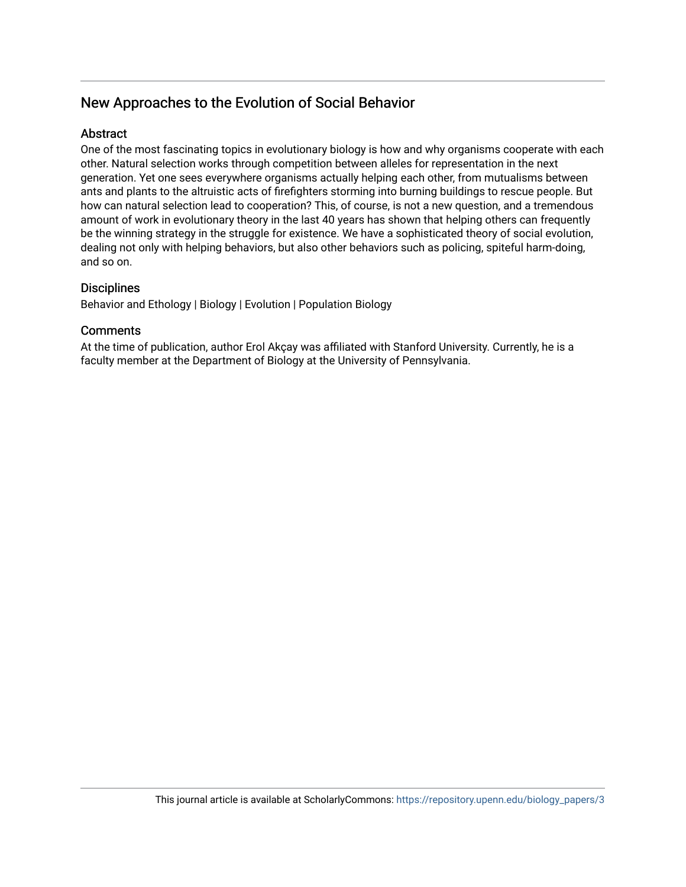## New Approaches to the Evolution of Social Behavior

### Abstract

One of the most fascinating topics in evolutionary biology is how and why organisms cooperate with each other. Natural selection works through competition between alleles for representation in the next generation. Yet one sees everywhere organisms actually helping each other, from mutualisms between ants and plants to the altruistic acts of firefighters storming into burning buildings to rescue people. But how can natural selection lead to cooperation? This, of course, is not a new question, and a tremendous amount of work in evolutionary theory in the last 40 years has shown that helping others can frequently be the winning strategy in the struggle for existence. We have a sophisticated theory of social evolution, dealing not only with helping behaviors, but also other behaviors such as policing, spiteful harm-doing, and so on.

### Disciplines

Behavior and Ethology | Biology | Evolution | Population Biology

### Comments

At the time of publication, author Erol Akçay was affiliated with Stanford University. Currently, he is a faculty member at the Department of Biology at the University of Pennsylvania.

This journal article is available at ScholarlyCommons: https://repository.upenn.edu/biology_papers/3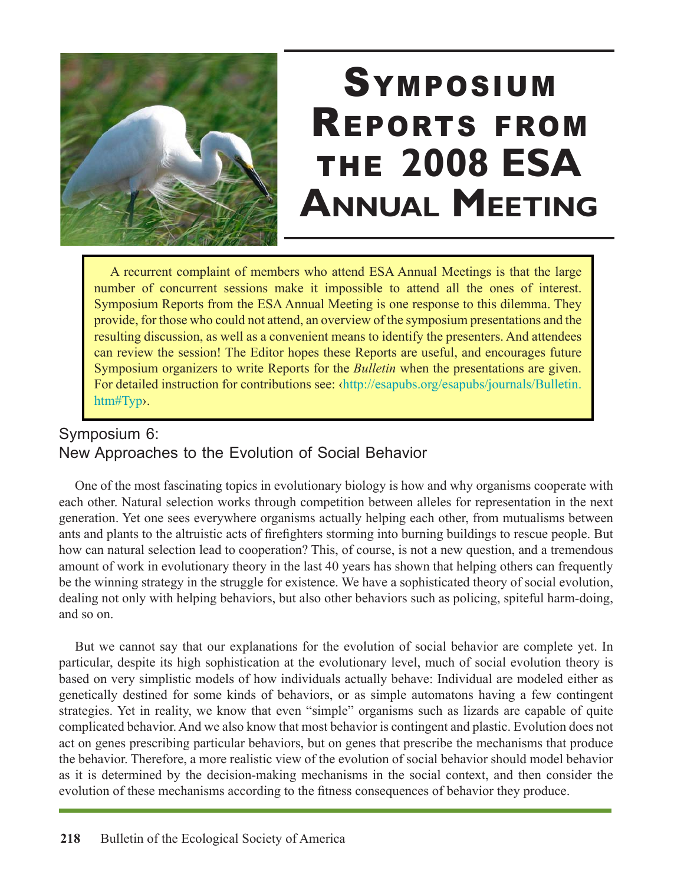# Symposium Reports from the 2008 ESA Annual Meeting

A recurrent complaint of members who attend ESA Annual Meetings is that the large number of concurrent sessions make it impossible to attend all the ones of interest. Symposium Reports from the ESA Annual Meeting is one response to this dilemma. They provide, for those who could not attend, an overview of the symposium presentations and the resulting discussion, as well as a convenient means to identify the presenters. And attendees can review the session! The Editor hopes these Reports are useful, and encourages future Symposium organizers to write Reports for the *Bulletin* when the presentations are given. For detailed instruction for contributions see: ‹http://esapubs.org/esapubs/journals/Bulletin.htm#Typ›.

## Symposium 6: New Approaches to the Evolution of Social Behavior

One of the most fascinating topics in evolutionary biology is how and why organisms cooperate with each other. Natural selection works through competition between alleles for representation in the next generation. Yet one sees everywhere organisms actually helping each other, from mutualisms between ants and plants to the altruistic acts of firefighters storming into burning buildings to rescue people. But how can natural selection lead to cooperation? This, of course, is not a new question, and a tremendous amount of work in evolutionary theory in the last 40 years has shown that helping others can frequently be the winning strategy in the struggle for existence. We have a sophisticated theory of social evolution, dealing not only with helping behaviors, but also other behaviors such as policing, spiteful harm-doing, and so on.

But we cannot say that our explanations for the evolution of social behavior are complete yet. In particular, despite its high sophistication at the evolutionary level, much of social evolution theory is based on very simplistic models of how individuals actually behave: Individual are modeled either as genetically destined for some kinds of behaviors, or as simple automatons having a few contingent strategies. Yet in reality, we know that even "simple" organisms such as lizards are capable of quite complicated behavior. And we also know that most behavior is contingent and plastic. Evolution does not act on genes prescribing particular behaviors, but on genes that prescribe the mechanisms that produce the behavior. Therefore, a more realistic view of the evolution of social behavior should model behavior as it is determined by the decision-making mechanisms in the social context, and then consider the evolution of these mechanisms according to the fitness consequences of behavior they produce.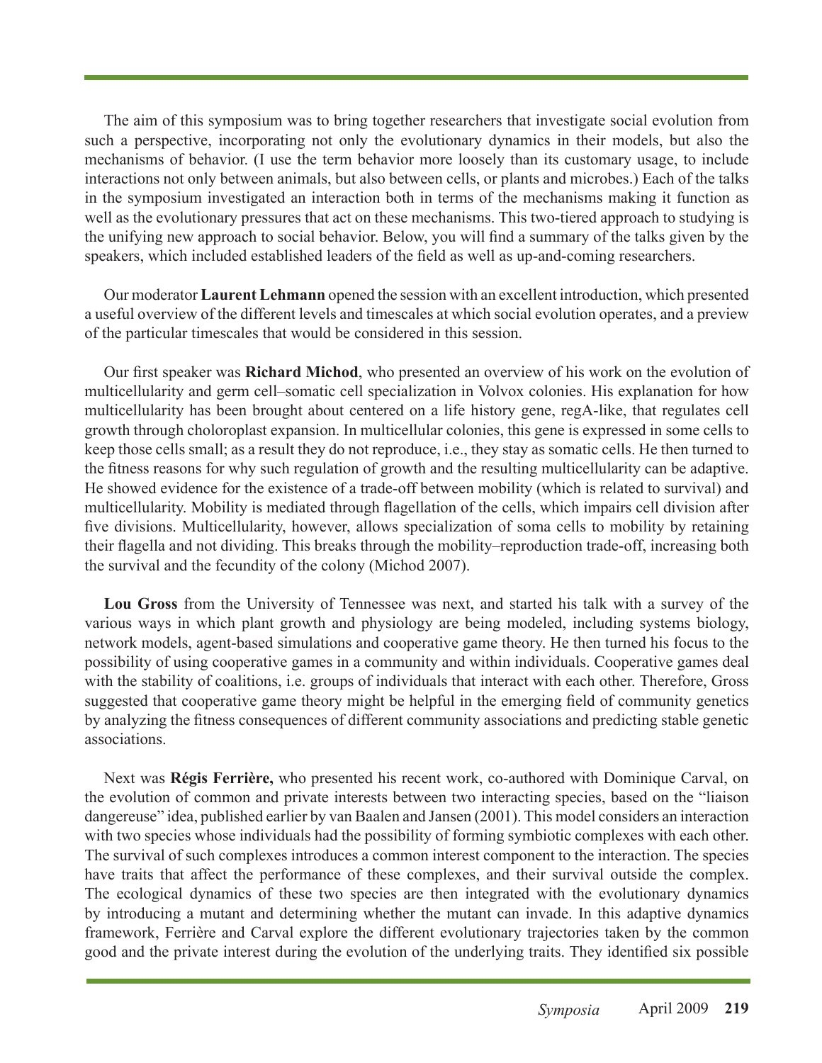The aim of this symposium was to bring together researchers that investigate social evolution from such a perspective, incorporating not only the evolutionary dynamics in their models, but also the mechanisms of behavior. (I use the term behavior more loosely than its customary usage, to include interactions not only between animals, but also between cells, or plants and microbes.) Each of the talks in the symposium investigated an interaction both in terms of the mechanisms making it function as well as the evolutionary pressures that act on these mechanisms. This two-tiered approach to studying is the unifying new approach to social behavior. Below, you will find a summary of the talks given by the speakers, which included established leaders of the field as well as up-and-coming researchers.

Our moderator **Laurent Lehmann** opened the session with an excellent introduction, which presented a useful overview of the different levels and timescales at which social evolution operates, and a preview of the particular timescales that would be considered in this session.

Our first speaker was **Richard Michod**, who presented an overview of his work on the evolution of multicellularity and germ cell–somatic cell specialization in Volvox colonies. His explanation for how multicellularity has been brought about centered on a life history gene, regA-like, that regulates cell growth through choloroplast expansion. In multicellular colonies, this gene is expressed in some cells to keep those cells small; as a result they do not reproduce, i.e., they stay as somatic cells. He then turned to the fitness reasons for why such regulation of growth and the resulting multicellularity can be adaptive. He showed evidence for the existence of a trade-off between mobility (which is related to survival) and multicellularity. Mobility is mediated through flagellation of the cells, which impairs cell division after five divisions. Multicellularity, however, allows specialization of soma cells to mobility by retaining their flagella and not dividing. This breaks through the mobility–reproduction trade-off, increasing both the survival and the fecundity of the colony (Michod 2007).

**Lou Gross** from the University of Tennessee was next, and started his talk with a survey of the various ways in which plant growth and physiology are being modeled, including systems biology, network models, agent-based simulations and cooperative game theory. He then turned his focus to the possibility of using cooperative games in a community and within individuals. Cooperative games deal with the stability of coalitions, i.e. groups of individuals that interact with each other. Therefore, Gross suggested that cooperative game theory might be helpful in the emerging field of community genetics by analyzing the fitness consequences of different community associations and predicting stable genetic associations.

Next was **Régis Ferrière,** who presented his recent work, co-authored with Dominique Carval, on the evolution of common and private interests between two interacting species, based on the "liaison dangereuse" idea, published earlier by van Baalen and Jansen (2001). This model considers an interaction with two species whose individuals had the possibility of forming symbiotic complexes with each other. The survival of such complexes introduces a common interest component to the interaction. The species have traits that affect the performance of these complexes, and their survival outside the complex. The ecological dynamics of these two species are then integrated with the evolutionary dynamics by introducing a mutant and determining whether the mutant can invade. In this adaptive dynamics framework, Ferrière and Carval explore the different evolutionary trajectories taken by the common good and the private interest during the evolution of the underlying traits. They identified six possible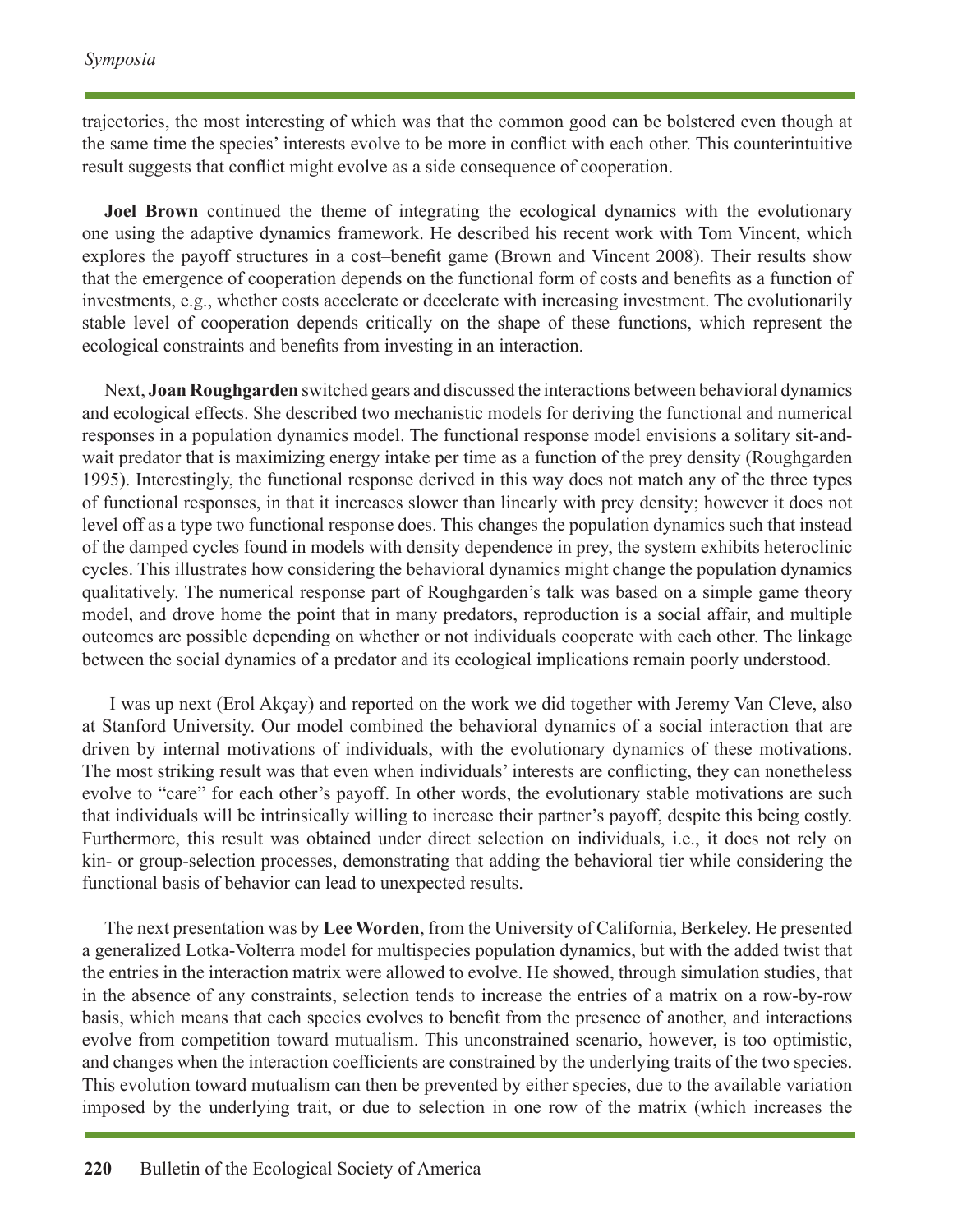trajectories, the most interesting of which was that the common good can be bolstered even though at the same time the species' interests evolve to be more in conflict with each other. This counterintuitive result suggests that conflict might evolve as a side consequence of cooperation.

**Joel Brown** continued the theme of integrating the ecological dynamics with the evolutionary one using the adaptive dynamics framework. He described his recent work with Tom Vincent, which explores the payoff structures in a cost–benefit game (Brown and Vincent 2008). Their results show that the emergence of cooperation depends on the functional form of costs and benefits as a function of investments, e.g., whether costs accelerate or decelerate with increasing investment. The evolutionarily stable level of cooperation depends critically on the shape of these functions, which represent the ecological constraints and benefits from investing in an interaction.

Next, **Joan Roughgarden** switched gears and discussed the interactions between behavioral dynamics and ecological effects. She described two mechanistic models for deriving the functional and numerical responses in a population dynamics model. The functional response model envisions a solitary sit-and-wait predator that is maximizing energy intake per time as a function of the prey density (Roughgarden 1995). Interestingly, the functional response derived in this way does not match any of the three types of functional responses, in that it increases slower than linearly with prey density; however it does not level off as a type two functional response does. This changes the population dynamics such that instead of the damped cycles found in models with density dependence in prey, the system exhibits heteroclinic cycles. This illustrates how considering the behavioral dynamics might change the population dynamics qualitatively. The numerical response part of Roughgarden's talk was based on a simple game theory model, and drove home the point that in many predators, reproduction is a social affair, and multiple outcomes are possible depending on whether or not individuals cooperate with each other. The linkage between the social dynamics of a predator and its ecological implications remain poorly understood.

I was up next (Erol Akçay) and reported on the work we did together with Jeremy Van Cleve, also at Stanford University. Our model combined the behavioral dynamics of a social interaction that are driven by internal motivations of individuals, with the evolutionary dynamics of these motivations. The most striking result was that even when individuals' interests are conflicting, they can nonetheless evolve to "care" for each other's payoff. In other words, the evolutionary stable motivations are such that individuals will be intrinsically willing to increase their partner's payoff, despite this being costly. Furthermore, this result was obtained under direct selection on individuals, i.e., it does not rely on kin- or group-selection processes, demonstrating that adding the behavioral tier while considering the functional basis of behavior can lead to unexpected results.

The next presentation was by **Lee Worden**, from the University of California, Berkeley. He presented a generalized Lotka-Volterra model for multispecies population dynamics, but with the added twist that the entries in the interaction matrix were allowed to evolve. He showed, through simulation studies, that in the absence of any constraints, selection tends to increase the entries of a matrix on a row-by-row basis, which means that each species evolves to benefit from the presence of another, and interactions evolve from competition toward mutualism. This unconstrained scenario, however, is too optimistic, and changes when the interaction coefficients are constrained by the underlying traits of the two species. This evolution toward mutualism can then be prevented by either species, due to the available variation imposed by the underlying trait, or due to selection in one row of the matrix (which increases the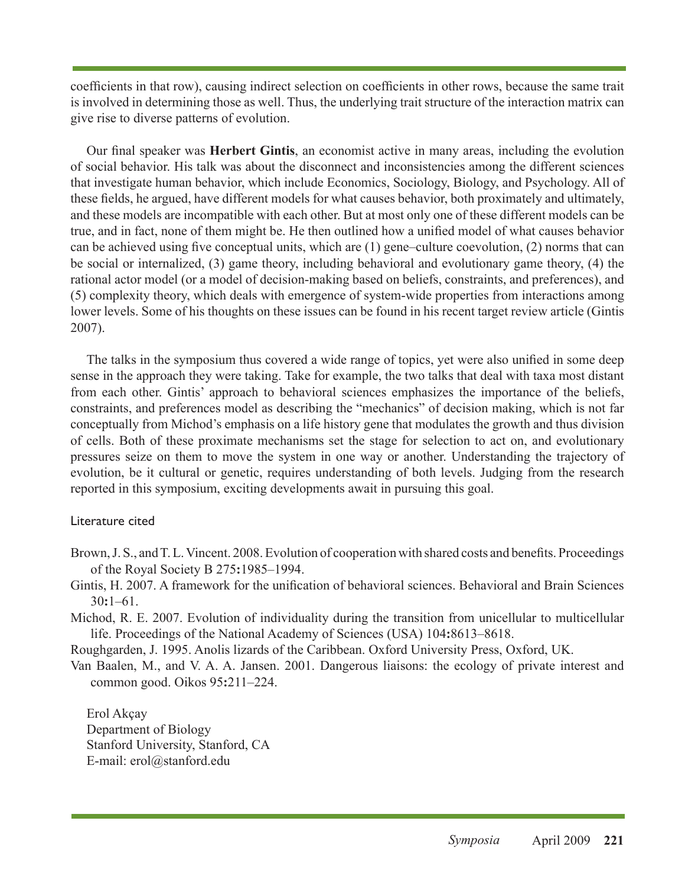coefficients in that row), causing indirect selection on coefficients in other rows, because the same trait is involved in determining those as well. Thus, the underlying trait structure of the interaction matrix can give rise to diverse patterns of evolution.

Our final speaker was **Herbert Gintis**, an economist active in many areas, including the evolution of social behavior. His talk was about the disconnect and inconsistencies among the different sciences that investigate human behavior, which include Economics, Sociology, Biology, and Psychology. All of these fields, he argued, have different models for what causes behavior, both proximately and ultimately, and these models are incompatible with each other. But at most only one of these different models can be true, and in fact, none of them might be. He then outlined how a unified model of what causes behavior can be achieved using five conceptual units, which are (1) gene–culture coevolution, (2) norms that can be social or internalized, (3) game theory, including behavioral and evolutionary game theory, (4) the rational actor model (or a model of decision-making based on beliefs, constraints, and preferences), and (5) complexity theory, which deals with emergence of system-wide properties from interactions among lower levels. Some of his thoughts on these issues can be found in his recent target review article (Gintis 2007).

The talks in the symposium thus covered a wide range of topics, yet were also unified in some deep sense in the approach they were taking. Take for example, the two talks that deal with taxa most distant from each other. Gintis' approach to behavioral sciences emphasizes the importance of the beliefs, constraints, and preferences model as describing the "mechanics" of decision making, which is not far conceptually from Michod's emphasis on a life history gene that modulates the growth and thus division of cells. Both of these proximate mechanisms set the stage for selection to act on, and evolutionary pressures seize on them to move the system in one way or another. Understanding the trajectory of evolution, be it cultural or genetic, requires understanding of both levels. Judging from the research reported in this symposium, exciting developments await in pursuing this goal.

## Literature cited

Brown, J. S., and T. L. Vincent. 2008. Evolution of cooperation with shared costs and benefits. Proceedings of the Royal Society B 275**:**1985–1994.

Gintis, H. 2007. A framework for the unification of behavioral sciences. Behavioral and Brain Sciences 30**:**1–61.

Michod, R. E. 2007. Evolution of individuality during the transition from unicellular to multicellular life. Proceedings of the National Academy of Sciences (USA) 104**:**8613–8618.

Roughgarden, J. 1995. Anolis lizards of the Caribbean. Oxford University Press, Oxford, UK.

Van Baalen, M., and V. A. A. Jansen. 2001. Dangerous liaisons: the ecology of private interest and common good. Oikos 95**:**211–224.

Erol Akçay
Department of Biology
Stanford University, Stanford, CA
E-mail: erol@stanford.edu